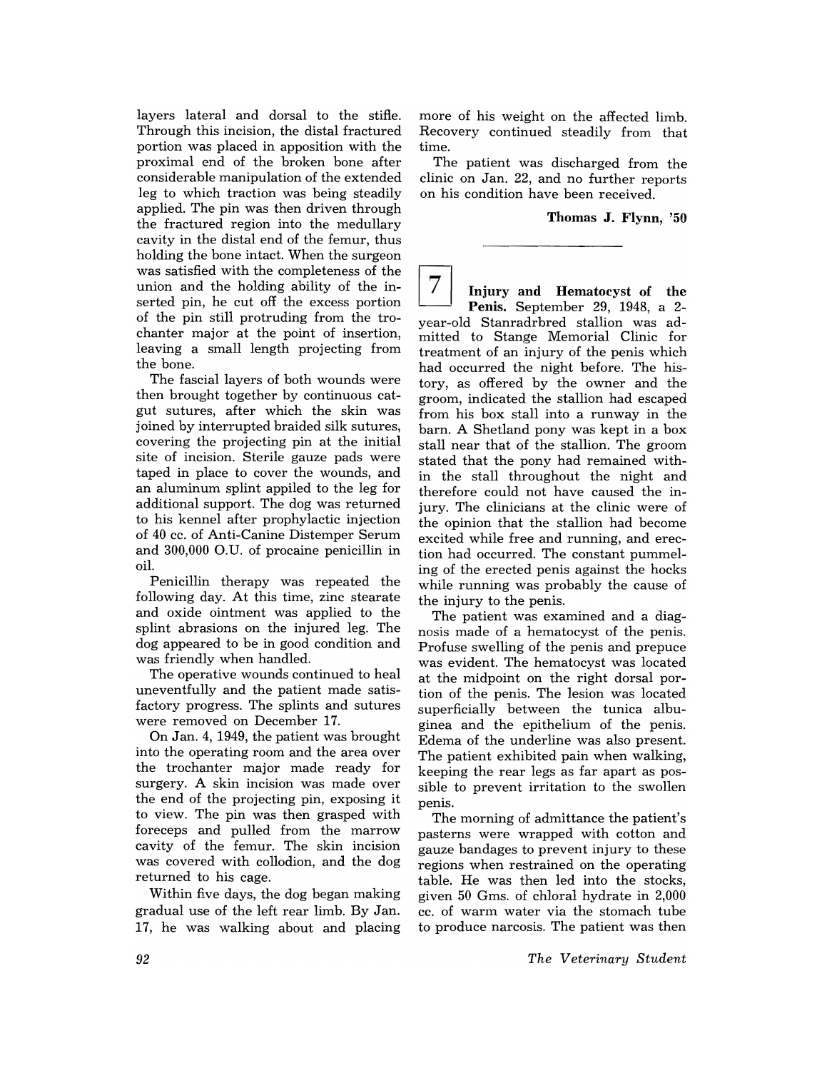layers lateral and dorsal to the stifle. Through this incision, the distal fractured portion was placed in apposition with the proximal end of the broken bone after considerable manipulation of the extended leg to which traction was being steadily applied. The pin was then driven through the fractured region into the medullary cavity in the distal end of the femur, thus holding the bone intact. When the surgeon was satisfied with the completeness of the union and the holding ability of the inserted pin, he cut off the excess portion of the pin still protruding from the trochanter major at the point of insertion, leaving a small length projecting from the bone.

The fascial layers of both wounds were then brought together by continuous catgut sutures, after which the skin was joined by interrupted braided silk sutures, covering the projecting pin at the initial site of incision. Sterile gauze pads were taped in place to cover the wounds, and an aluminum splint appiled to the leg for additional support. The dog was returned to his kennel after prophylactic injection of 40 cc. of Anti-Canine Distemper Serum and 300,000 O.U. of procaine penicillin in oil.

Penicillin therapy was repeated the following day. At this time, zinc stearate and oxide ointment was applied to the splint abrasions on the injured leg. The dog appeared to be in good condition and was friendly when handled.

The operative wounds continued to heal uneventfully and the patient made satisfactory progress. The splints and sutures were removed on December 17.

On Jan. 4, 1949, the patient was brought into the operating room and the area over the trochanter major made ready for surgery. A skin incision was made over the end of the projecting pin, exposing it to view. The pin was then grasped with foreceps and pulled from the marrow cavity of the femur. The skin incision was covered with collodion, and the dog returned to his cage.

Within five days, the dog began making gradual use of the left rear limb. By Jan. 17, he was walking about and placing more of his weight on the affected limb. Recovery continued steadily from that time.

The patient was discharged from the clinic on Jan. 22, and no further reports on his condition have been received.

**Thomas J. Flynn, '50**

---

**7** **Injury and Hematocyst of the Penis.** September 29, 1948, a 2-year-old Stanradrbred stallion was admitted to Stange Memorial Clinic for treatment of an injury of the penis which had occurred the night before. The history, as offered by the owner and the groom, indicated the stallion had escaped from his box stall into a runway in the barn. A Shetland pony was kept in a box stall near that of the stallion. The groom stated that the pony had remained within the stall throughout the night and therefore could not have caused the injury. The clinicians at the clinic were of the opinion that the stallion had become excited while free and running, and erection had occurred. The constant pummeling of the erected penis against the hocks while running was probably the cause of the injury to the penis.

The patient was examined and a diagnosis made of a hematocyst of the penis. Profuse swelling of the penis and prepuce was evident. The hematocyst was located at the midpoint on the right dorsal portion of the penis. The lesion was located superficially between the tunica albuginea and the epithelium of the penis. Edema of the underline was also present. The patient exhibited pain when walking, keeping the rear legs as far apart as possible to prevent irritation to the swollen penis.

The morning of admittance the patient's pasterns were wrapped with cotton and gauze bandages to prevent injury to these regions when restrained on the operating table. He was then led into the stocks, given 50 Gms. of chloral hydrate in 2,000 cc. of warm water via the stomach tube to produce narcosis. The patient was then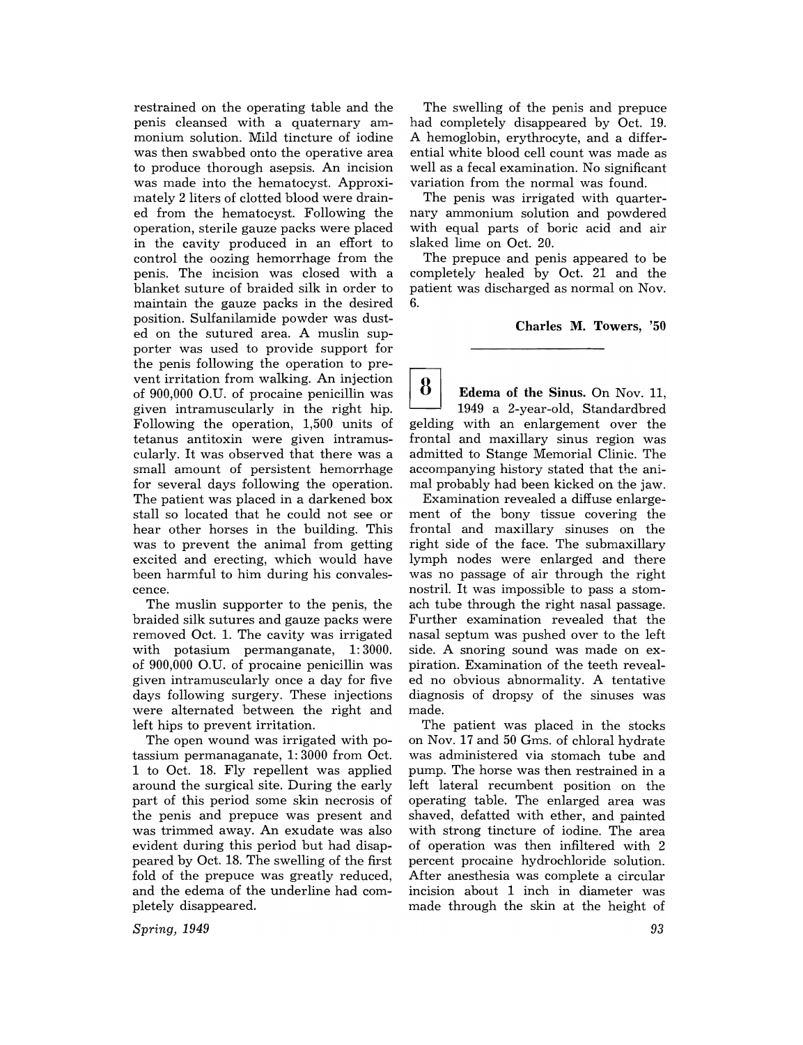restrained on the operating table and the penis cleansed with a quaternary ammonium solution. Mild tincture of iodine was then swabbed onto the operative area to produce thorough asepsis. An incision was made into the hematocyst. Approximately 2 liters of clotted blood were drained from the hematocyst. Following the operation, sterile gauze packs were placed in the cavity produced in an effort to control the oozing hemorrhage from the penis. The incision was closed with a blanket suture of braided silk in order to maintain the gauze packs in the desired position. Sulfanilamide powder was dusted on the sutured area. A muslin supporter was used to provide support for the penis following the operation to prevent irritation from walking. An injection of 900,000 O.U. of procaine penicillin was given intramuscularly in the right hip. Following the operation, 1,500 units of tetanus antitoxin were given intramuscularly. It was observed that there was a small amount of persistent hemorrhage for several days following the operation. The patient was placed in a darkened box stall so located that he could not see or hear other horses in the building. This was to prevent the animal from getting excited and erecting, which would have been harmful to him during his convalescence.

The muslin supporter to the penis, the braided silk sutures and gauze packs were removed Oct. 1. The cavity was irrigated with potasium permanganate, 1:3000. of 900,000 O.U. of procaine penicillin was given intramuscularly once a day for five days following surgery. These injections were alternated between the right and left hips to prevent irritation.

The open wound was irrigated with potassium permanaganate, 1:3000 from Oct. 1 to Oct. 18. Fly repellent was applied around the surgical site. During the early part of this period some skin necrosis of the penis and prepuce was present and was trimmed away. An exudate was also evident during this period but had disappeared by Oct. 18. The swelling of the first fold of the prepuce was greatly reduced, and the edema of the underline had completely disappeared.

The swelling of the penis and prepuce had completely disappeared by Oct. 19. A hemoglobin, erythrocyte, and a differential white blood cell count was made as well as a fecal examination. No significant variation from the normal was found.

The penis was irrigated with quarternary ammonium solution and powdered with equal parts of boric acid and air slaked lime on Oct. 20.

The prepuce and penis appeared to be completely healed by Oct. 21 and the patient was discharged as normal on Nov. 6.

**Charles M. Towers, '50**

---

**8** **Edema of the Sinus.** On Nov. 11, 1949 a 2-year-old, Standardbred gelding with an enlargement over the frontal and maxillary sinus region was admitted to Stange Memorial Clinic. The accompanying history stated that the animal probably had been kicked on the jaw.

Examination revealed a diffuse enlargement of the bony tissue covering the frontal and maxillary sinuses on the right side of the face. The submaxillary lymph nodes were enlarged and there was no passage of air through the right nostril. It was impossible to pass a stomach tube through the right nasal passage. Further examination revealed that the nasal septum was pushed over to the left side. A snoring sound was made on expiration. Examination of the teeth revealed no obvious abnormality. A tentative diagnosis of dropsy of the sinuses was made.

The patient was placed in the stocks on Nov. 17 and 50 Gms. of chloral hydrate was administered via stomach tube and pump. The horse was then restrained in a left lateral recumbent position on the operating table. The enlarged area was shaved, defatted with ether, and painted with strong tincture of iodine. The area of operation was then infiltered with 2 percent procaine hydrochloride solution. After anesthesia was complete a circular incision about 1 inch in diameter was made through the skin at the height of